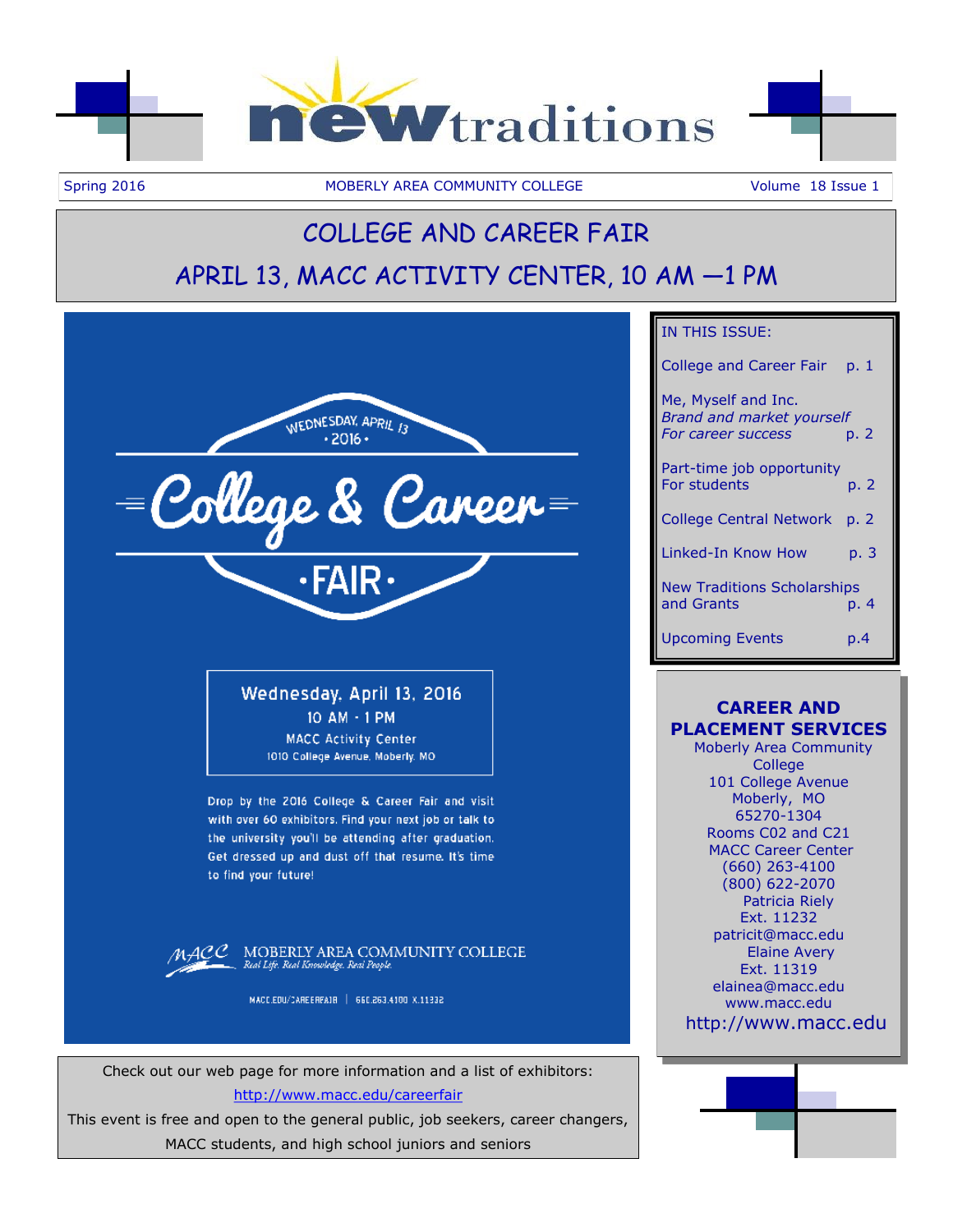# new traditions

Spring 2016 | MOBERLY AREA COMMUNITY COLLEGE | Volume 18 Issue 1

## COLLEGE AND CAREER FAIR

## APRIL 13, MACC ACTIVITY CENTER, 10 AM —1 PM

WEDNESDAY, APRIL 13 • 2016 •

**College & Career**

**• FAIR •**

**Wednesday, April 13, 2016**
**10 AM - 1 PM**
**MACC Activity Center**
1010 College Avenue, Moberly, MO

Drop by the 2016 College & Career Fair and visit with over 60 exhibitors. Find your next job or talk to the university you'll be attending after graduation. Get dressed up and dust off that resume. It's time to find your future!

MACC MOBERLY AREA COMMUNITY COLLEGE
*Real Life. Real Knowledge. Real People.*

MACC.EDU/CAREERFAIR | 660.263.4100 X.11332

Check out our web page for more information and a list of exhibitors:

http://www.macc.edu/careerfair

This event is free and open to the general public, job seekers, career changers, MACC students, and high school juniors and seniors

**IN THIS ISSUE:**

- College and Career Fair p. 1
- Me, Myself and Inc. *Brand and market yourself For career success* p. 2
- Part-time job opportunity For students p. 2
- College Central Network p. 2
- Linked-In Know How p. 3
- New Traditions Scholarships and Grants p. 4
- Upcoming Events p.4

**CAREER AND PLACEMENT SERVICES**

Moberly Area Community College
101 College Avenue
Moberly, MO
65270-1304
Rooms C02 and C21
MACC Career Center
(660) 263-4100
(800) 622-2070
Patricia Riely
Ext. 11232
patricit@macc.edu
Elaine Avery
Ext. 11319
elainea@macc.edu
www.macc.edu
http://www.macc.edu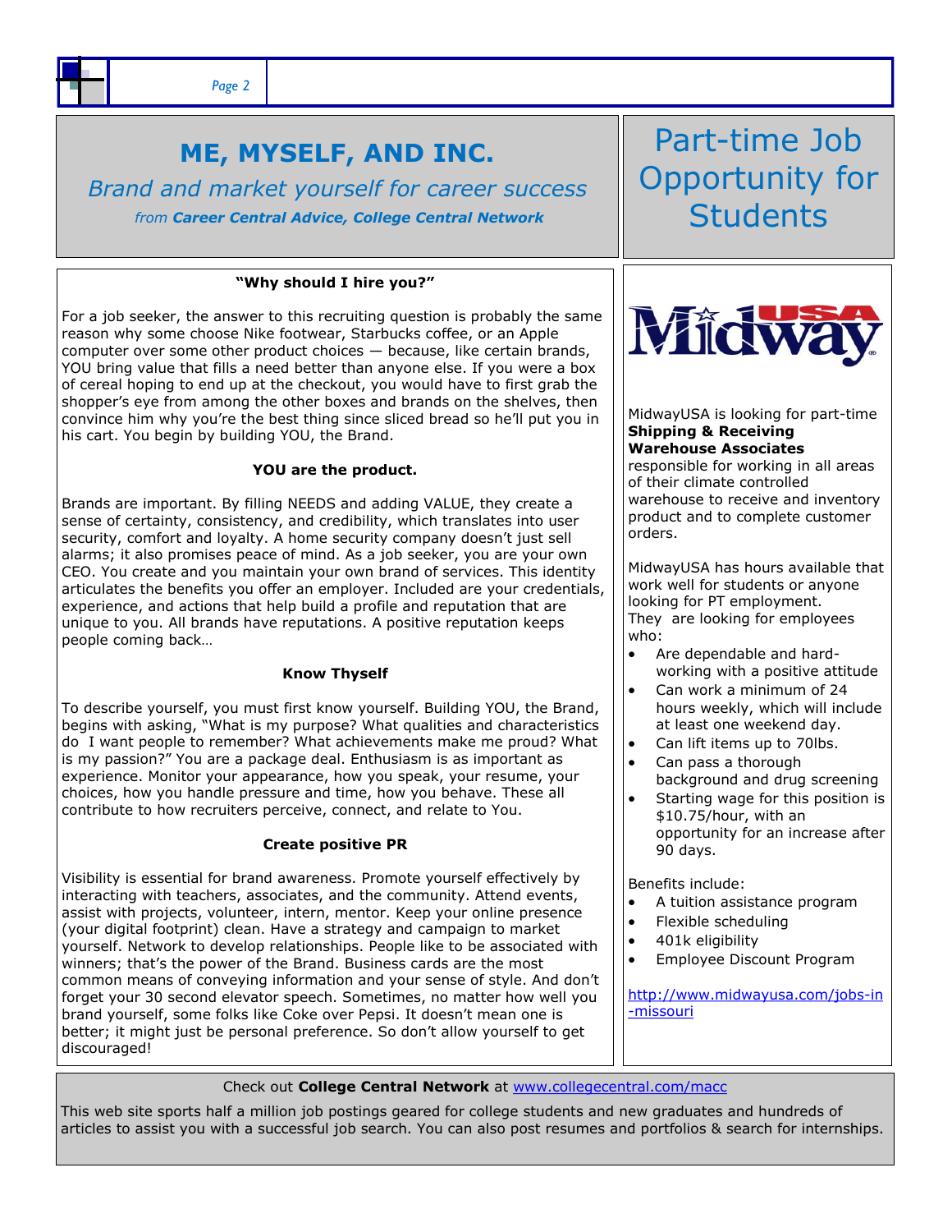## ME, MYSELF, AND INC.

*Brand and market yourself for career success*

*from* ***Career Central Advice, College Central Network***

**"Why should I hire you?"**

For a job seeker, the answer to this recruiting question is probably the same reason why some choose Nike footwear, Starbucks coffee, or an Apple computer over some other product choices — because, like certain brands, YOU bring value that fills a need better than anyone else. If you were a box of cereal hoping to end up at the checkout, you would have to first grab the shopper's eye from among the other boxes and brands on the shelves, then convince him why you're the best thing since sliced bread so he'll put you in his cart. You begin by building YOU, the Brand.

**YOU are the product.**

Brands are important. By filling NEEDS and adding VALUE, they create a sense of certainty, consistency, and credibility, which translates into user security, comfort and loyalty. A home security company doesn't just sell alarms; it also promises peace of mind. As a job seeker, you are your own CEO. You create and you maintain your own brand of services. This identity articulates the benefits you offer an employer. Included are your credentials, experience, and actions that help build a profile and reputation that are unique to you. All brands have reputations. A positive reputation keeps people coming back…

**Know Thyself**

To describe yourself, you must first know yourself. Building YOU, the Brand, begins with asking, "What is my purpose? What qualities and characteristics do I want people to remember? What achievements make me proud? What is my passion?" You are a package deal. Enthusiasm is as important as experience. Monitor your appearance, how you speak, your resume, your choices, how you handle pressure and time, how you behave. These all contribute to how recruiters perceive, connect, and relate to You.

**Create positive PR**

Visibility is essential for brand awareness. Promote yourself effectively by interacting with teachers, associates, and the community. Attend events, assist with projects, volunteer, intern, mentor. Keep your online presence (your digital footprint) clean. Have a strategy and campaign to market yourself. Network to develop relationships. People like to be associated with winners; that's the power of the Brand. Business cards are the most common means of conveying information and your sense of style. And don't forget your 30 second elevator speech. Sometimes, no matter how well you brand yourself, some folks like Coke over Pepsi. It doesn't mean one is better; it might just be personal preference. So don't allow yourself to get discouraged!

## Part-time Job Opportunity for Students

MidwayUSA

MidwayUSA is looking for part-time **Shipping & Receiving Warehouse Associates** responsible for working in all areas of their climate controlled warehouse to receive and inventory product and to complete customer orders.

MidwayUSA has hours available that work well for students or anyone looking for PT employment. They are looking for employees who:

- Are dependable and hard-working with a positive attitude
- Can work a minimum of 24 hours weekly, which will include at least one weekend day.
- Can lift items up to 70lbs.
- Can pass a thorough background and drug screening
- Starting wage for this position is $10.75/hour, with an opportunity for an increase after 90 days.

Benefits include:

- A tuition assistance program
- Flexible scheduling
- 401k eligibility
- Employee Discount Program

http://www.midwayusa.com/jobs-in-missouri

Check out **College Central Network** at www.collegecentral.com/macc

This web site sports half a million job postings geared for college students and new graduates and hundreds of articles to assist you with a successful job search. You can also post resumes and portfolios & search for internships.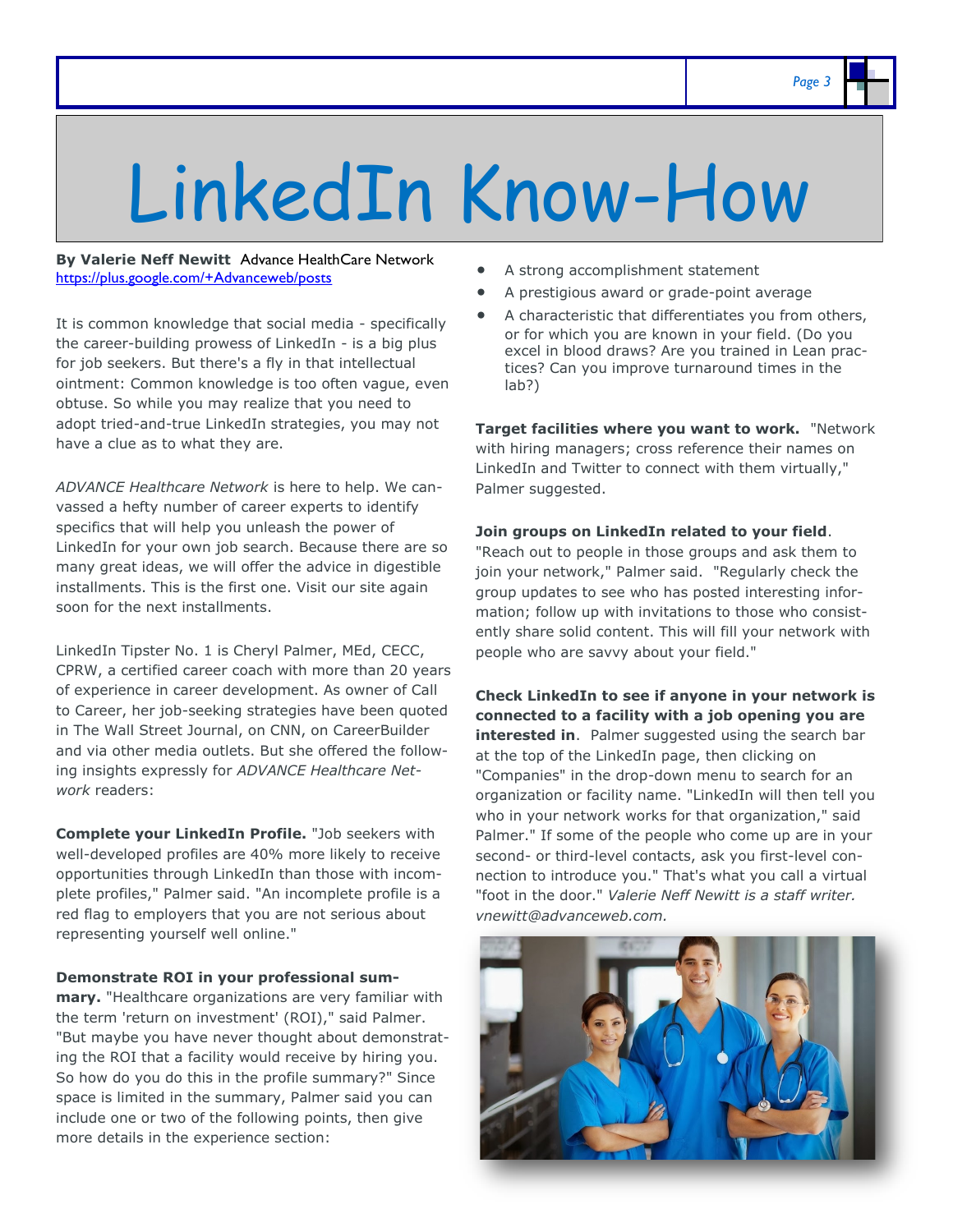／# LinkedIn Know-How

**By Valerie Neff Newitt** Advance HealthCare Network
https://plus.google.com/+Advanceweb/posts

It is common knowledge that social media - specifically the career-building prowess of LinkedIn - is a big plus for job seekers. But there's a fly in that intellectual ointment: Common knowledge is too often vague, even obtuse. So while you may realize that you need to adopt tried-and-true LinkedIn strategies, you may not have a clue as to what they are.

*ADVANCE Healthcare Network* is here to help. We canvassed a hefty number of career experts to identify specifics that will help you unleash the power of LinkedIn for your own job search. Because there are so many great ideas, we will offer the advice in digestible installments. This is the first one. Visit our site again soon for the next installments.

LinkedIn Tipster No. 1 is Cheryl Palmer, MEd, CECC, CPRW, a certified career coach with more than 20 years of experience in career development. As owner of Call to Career, her job-seeking strategies have been quoted in The Wall Street Journal, on CNN, on CareerBuilder and via other media outlets. But she offered the following insights expressly for *ADVANCE Healthcare Network* readers:

**Complete your LinkedIn Profile.** "Job seekers with well-developed profiles are 40% more likely to receive opportunities through LinkedIn than those with incomplete profiles," Palmer said. "An incomplete profile is a red flag to employers that you are not serious about representing yourself well online."

**Demonstrate ROI in your professional summary.** "Healthcare organizations are very familiar with the term 'return on investment' (ROI)," said Palmer. "But maybe you have never thought about demonstrating the ROI that a facility would receive by hiring you. So how do you do this in the profile summary?" Since space is limited in the summary, Palmer said you can include one or two of the following points, then give more details in the experience section:

- A strong accomplishment statement
- A prestigious award or grade-point average
- A characteristic that differentiates you from others, or for which you are known in your field. (Do you excel in blood draws? Are you trained in Lean practices? Can you improve turnaround times in the lab?)

**Target facilities where you want to work.** "Network with hiring managers; cross reference their names on LinkedIn and Twitter to connect with them virtually," Palmer suggested.

**Join groups on LinkedIn related to your field**. "Reach out to people in those groups and ask them to join your network," Palmer said. "Regularly check the group updates to see who has posted interesting information; follow up with invitations to those who consistently share solid content. This will fill your network with people who are savvy about your field."

**Check LinkedIn to see if anyone in your network is connected to a facility with a job opening you are interested in**. Palmer suggested using the search bar at the top of the LinkedIn page, then clicking on "Companies" in the drop-down menu to search for an organization or facility name. "LinkedIn will then tell you who in your network works for that organization," said Palmer." If some of the people who come up are in your second- or third-level contacts, ask you first-level connection to introduce you." That's what you call a virtual "foot in the door." *Valerie Neff Newitt is a staff writer. vnewitt@advanceweb.com.*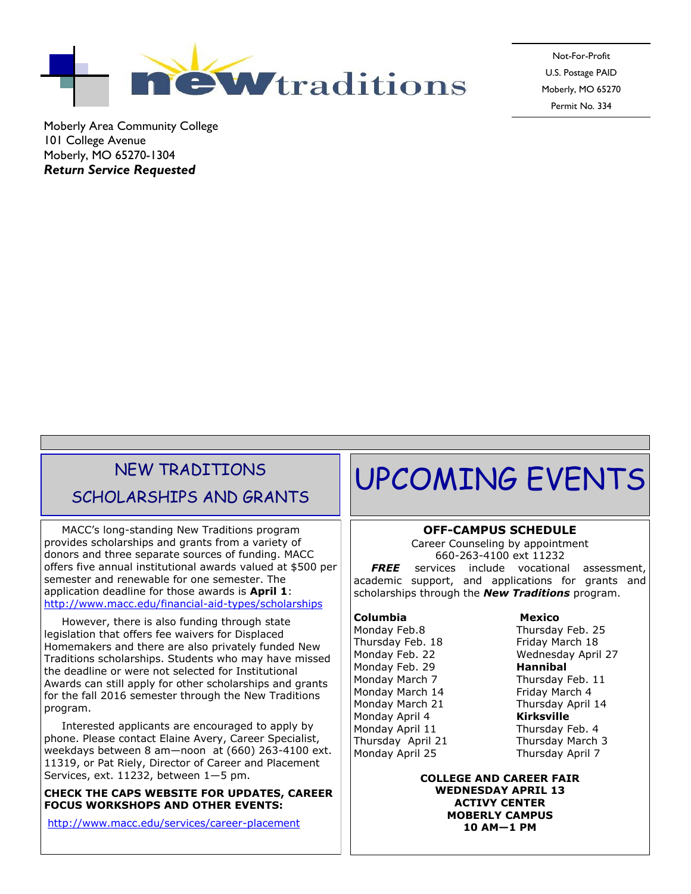# new traditions

Moberly Area Community College
101 College Avenue
Moberly, MO 65270-1304
***Return Service Requested***

Not-For-Profit
U.S. Postage PAID
Moberly, MO 65270
Permit No. 334

## NEW TRADITIONS SCHOLARSHIPS AND GRANTS

MACC's long-standing New Traditions program provides scholarships and grants from a variety of donors and three separate sources of funding. MACC offers five annual institutional awards valued at $500 per semester and renewable for one semester. The application deadline for those awards is **April 1**: http://www.macc.edu/financial-aid-types/scholarships

However, there is also funding through state legislation that offers fee waivers for Displaced Homemakers and there are also privately funded New Traditions scholarships. Students who may have missed the deadline or were not selected for Institutional Awards can still apply for other scholarships and grants for the fall 2016 semester through the New Traditions program.

Interested applicants are encouraged to apply by phone. Please contact Elaine Avery, Career Specialist, weekdays between 8 am—noon at (660) 263-4100 ext. 11319, or Pat Riely, Director of Career and Placement Services, ext. 11232, between 1—5 pm.

**CHECK THE CAPS WEBSITE FOR UPDATES, CAREER FOCUS WORKSHOPS AND OTHER EVENTS:**

http://www.macc.edu/services/career-placement

## UPCOMING EVENTS

**OFF-CAMPUS SCHEDULE**

Career Counseling by appointment
660-263-4100 ext 11232

***FREE*** services include vocational assessment, academic support, and applications for grants and scholarships through the ***New Traditions*** program.

**Columbia**
Monday Feb.8
Thursday Feb. 18
Monday Feb. 22
Monday Feb. 29
Monday March 7
Monday March 14
Monday March 21
Monday April 4
Monday April 11
Thursday April 21
Monday April 25

**Mexico**
Thursday Feb. 25
Friday March 18
Wednesday April 27

**Hannibal**
Thursday Feb. 11
Friday March 4
Thursday April 14

**Kirksville**
Thursday Feb. 4
Thursday March 3
Thursday April 7

**COLLEGE AND CAREER FAIR**
**WEDNESDAY APRIL 13**
**ACTIVY CENTER**
**MOBERLY CAMPUS**
**10 AM—1 PM**